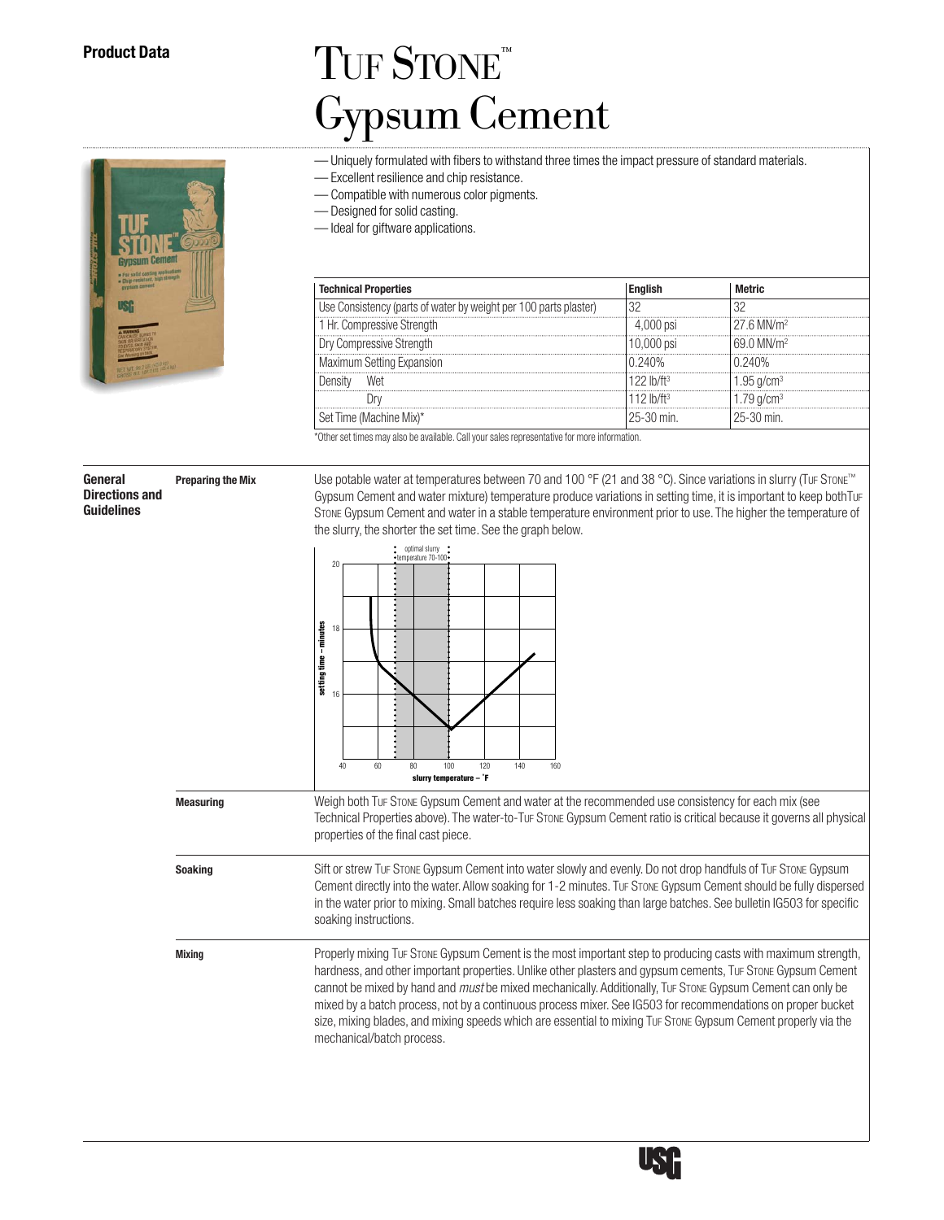**Product Data**

# TUF STONE™ Gypsum Cement

— Uniquely formulated with fibers to withstand three times the impact pressure of standard materials.
— Excellent resilience and chip resistance.
— Compatible with numerous color pigments.
— Designed for solid casting.
— Ideal for giftware applications.

| Technical Properties | English | Metric |
|---|---|---|
| Use Consistency (parts of water by weight per 100 parts plaster) | 32 | 32 |
| 1 Hr. Compressive Strength | 4,000 psi | 27.6 MN/m² |
| Dry Compressive Strength | 10,000 psi | 69.0 MN/m² |
| Maximum Setting Expansion | 0.240% | 0.240% |
| Density Wet | 122 lb/ft³ | 1.95 g/cm³ |
| Dry | 112 lb/ft³ | 1.79 g/cm³ |
| Set Time (Machine Mix)* | 25-30 min. | 25-30 min. |

*Other set times may also be available. Call your sales representative for more information.

## General Directions and Guidelines

### Preparing the Mix

Use potable water at temperatures between 70 and 100 °F (21 and 38 °C). Since variations in slurry (TUF STONE™ Gypsum Cement and water mixture) temperature produce variations in setting time, it is important to keep both TUF STONE Gypsum Cement and water in a stable temperature environment prior to use. The higher the temperature of the slurry, the shorter the set time. See the graph below.

### Measuring

Weigh both TUF STONE Gypsum Cement and water at the recommended use consistency for each mix (see Technical Properties above). The water-to-TUF STONE Gypsum Cement ratio is critical because it governs all physical properties of the final cast piece.

### Soaking

Sift or strew TUF STONE Gypsum Cement into water slowly and evenly. Do not drop handfuls of TUF STONE Gypsum Cement directly into the water. Allow soaking for 1-2 minutes. TUF STONE Gypsum Cement should be fully dispersed in the water prior to mixing. Small batches require less soaking than large batches. See bulletin IG503 for specific soaking instructions.

### Mixing

Properly mixing TUF STONE Gypsum Cement is the most important step to producing casts with maximum strength, hardness, and other important properties. Unlike other plasters and gypsum cements, TUF STONE Gypsum Cement cannot be mixed by hand and *must* be mixed mechanically. Additionally, TUF STONE Gypsum Cement can only be mixed by a batch process, not by a continuous process mixer. See IG503 for recommendations on proper bucket size, mixing blades, and mixing speeds which are essential to mixing TUF STONE Gypsum Cement properly via the mechanical/batch process.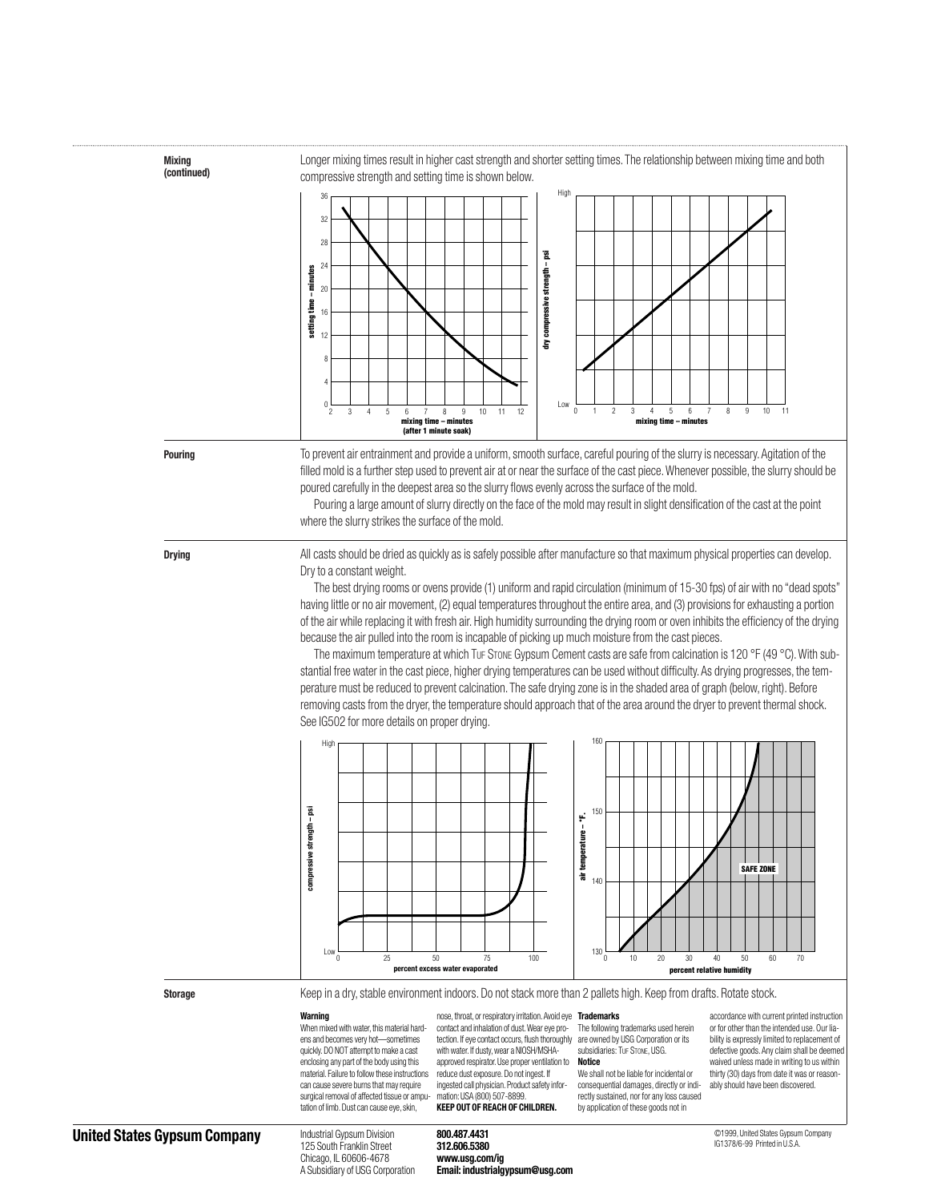## Mixing (continued)

Longer mixing times result in higher cast strength and shorter setting times. The relationship between mixing time and both compressive strength and setting time is shown below.

setting time – minutes
36
32
28
24
20
16
12
8
4
0
2 3 4 5 6 7 8 9 10 11 12
mixing time – minutes
(after 1 minute soak)

dry compressive strength – psi
High
Low
0 1 2 3 4 5 6 7 8 9 10 11
mixing time – minutes

## Pouring

To prevent air entrainment and provide a uniform, smooth surface, careful pouring of the slurry is necessary. Agitation of the filled mold is a further step used to prevent air at or near the surface of the cast piece. Whenever possible, the slurry should be poured carefully in the deepest area so the slurry flows evenly across the surface of the mold.

Pouring a large amount of slurry directly on the face of the mold may result in slight densification of the cast at the point where the slurry strikes the surface of the mold.

## Drying

All casts should be dried as quickly as is safely possible after manufacture so that maximum physical properties can develop. Dry to a constant weight.

The best drying rooms or ovens provide (1) uniform and rapid circulation (minimum of 15-30 fps) of air with no "dead spots" having little or no air movement, (2) equal temperatures throughout the entire area, and (3) provisions for exhausting a portion of the air while replacing it with fresh air. High humidity surrounding the drying room or oven inhibits the efficiency of the drying because the air pulled into the room is incapable of picking up much moisture from the cast pieces.

The maximum temperature at which Tuf Stone Gypsum Cement casts are safe from calcination is 120 °F (49 °C). With substantial free water in the cast piece, higher drying temperatures can be used without difficulty. As drying progresses, the temperature must be reduced to prevent calcination. The safe drying zone is in the shaded area of graph (below, right). Before removing casts from the dryer, the temperature should approach that of the area around the dryer to prevent thermal shock. See IG502 for more details on proper drying.

compressive strength – psi
High
Low
0 25 50 75 100
percent excess water evaporated

air temperature – °F.
160
150
140
130
0 10 20 30 40 50 60 70
percent relative humidity
SAFE ZONE

## Storage

Keep in a dry, stable environment indoors. Do not stack more than 2 pallets high. Keep from drafts. Rotate stock.

**Warning**
When mixed with water, this material hardens and becomes very hot—sometimes quickly. DO NOT attempt to make a cast enclosing any part of the body using this material. Failure to follow these instructions can cause severe burns that may require surgical removal of affected tissue or amputation of limb. Dust can cause eye, skin, nose, throat, or respiratory irritation. Avoid eye contact and inhalation of dust. Wear eye protection. If eye contact occurs, flush thoroughly with water. If dusty, wear a NIOSH/MSHA-approved respirator. Use proper ventilation to reduce dust exposure. Do not ingest. If ingested call physician. Product safety information: USA (800) 507-8899.
**KEEP OUT OF REACH OF CHILDREN.**

**Trademarks**
The following trademarks used herein are owned by USG Corporation or its subsidiaries: Tuf Stone, USG.

**Notice**
We shall not be liable for incidental or consequential damages, directly or indirectly sustained, nor for any loss caused by application of these goods not in accordance with current printed instruction or for other than the intended use. Our liability is expressly limited to replacement of defective goods. Any claim shall be deemed waived unless made in writing to us within thirty (30) days from date it was or reasonably should have been discovered.

**United States Gypsum Company**

Industrial Gypsum Division
125 South Franklin Street
Chicago, IL 60606-4678
A Subsidiary of USG Corporation

**800.487.4431**
**312.606.5380**
**www.usg.com/ig**
**Email: industrialgypsum@usg.com**

©1999, United States Gypsum Company
IG1378/6-99 Printed in U.S.A.